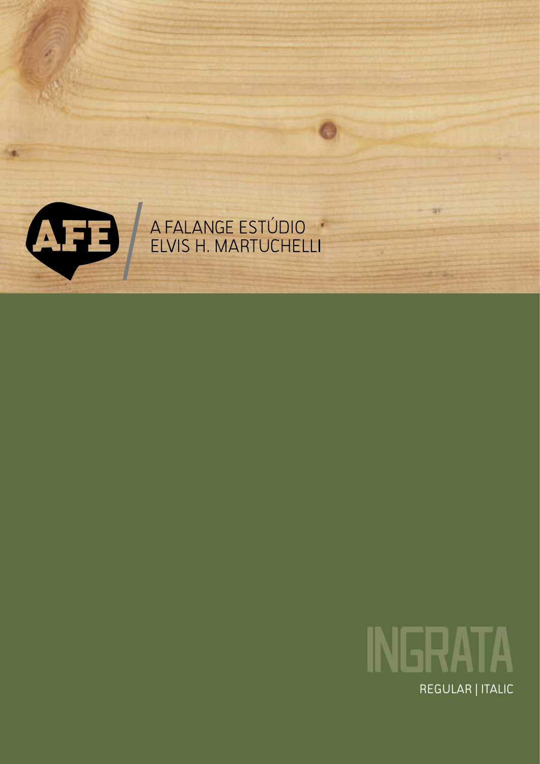AFE

A FALANGE ESTÚDIO
ELVIS H. MARTUCHELLI

# INGRATA

REGULAR | ITALIC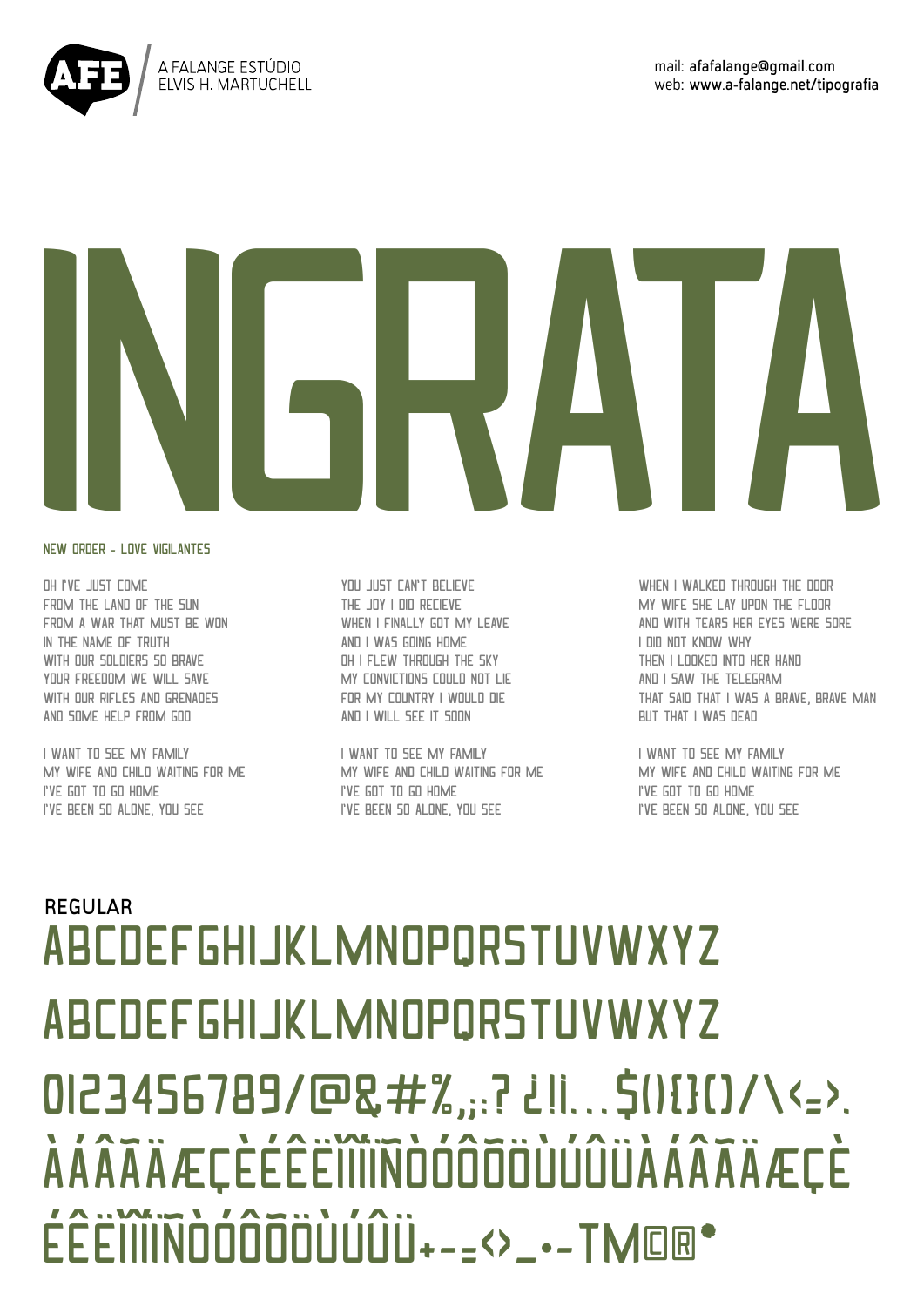A FALANGE ESTÚDIO
ELVIS H. MARTUCHELLI

mail: **afafalange@gmail.com**
web: **www.a-falange.net/tipografia**

# INGRATA

NEW ORDER - LOVE VIGILANTES

OH I'VE JUST COME
FROM THE LAND OF THE SUN
FROM A WAR THAT MUST BE WON
IN THE NAME OF TRUTH
WITH OUR SOLDIERS SO BRAVE
YOUR FREEDOM WE WILL SAVE
WITH OUR RIFLES AND GRENADES
AND SOME HELP FROM GOD

I WANT TO SEE MY FAMILY
MY WIFE AND CHILD WAITING FOR ME
I'VE GOT TO GO HOME
I'VE BEEN SO ALONE, YOU SEE

YOU JUST CAN'T BELIEVE
THE JOY I DID RECIEVE
WHEN I FINALLY GOT MY LEAVE
AND I WAS GOING HOME
OH I FLEW THROUGH THE SKY
MY CONVICTIONS COULD NOT LIE
FOR MY COUNTRY I WOULD DIE
AND I WILL SEE IT SOON

I WANT TO SEE MY FAMILY
MY WIFE AND CHILD WAITING FOR ME
I'VE GOT TO GO HOME
I'VE BEEN SO ALONE, YOU SEE

WHEN I WALKED THROUGH THE DOOR
MY WIFE SHE LAY UPON THE FLOOR
AND WITH TEARS HER EYES WERE SORE
I DID NOT KNOW WHY
THEN I LOOKED INTO HER HAND
AND I SAW THE TELEGRAM
THAT SAID THAT I WAS A BRAVE, BRAVE MAN
BUT THAT I WAS DEAD

I WANT TO SEE MY FAMILY
MY WIFE AND CHILD WAITING FOR ME
I'VE GOT TO GO HOME
I'VE BEEN SO ALONE, YOU SEE

**REGULAR**

ABCDEFGHIJKLMNOPQRSTUVWXYZ
ABCDEFGHIJKLMNOPQRSTUVWXYZ
0123456789/@&#%,;:? ¿!¡...$(){}[]/\<=>.
ÀÁÂÃÄÆÇÈÉÊËÌÍÎÏÑÒÓÔÕÖÙÚÛÜÀÁÂÃÄÆÇÈ
ÉÊËÌÍÎÏÑÒÓÔÕÖÙÚÛÜ+--=<>_•-TM©®•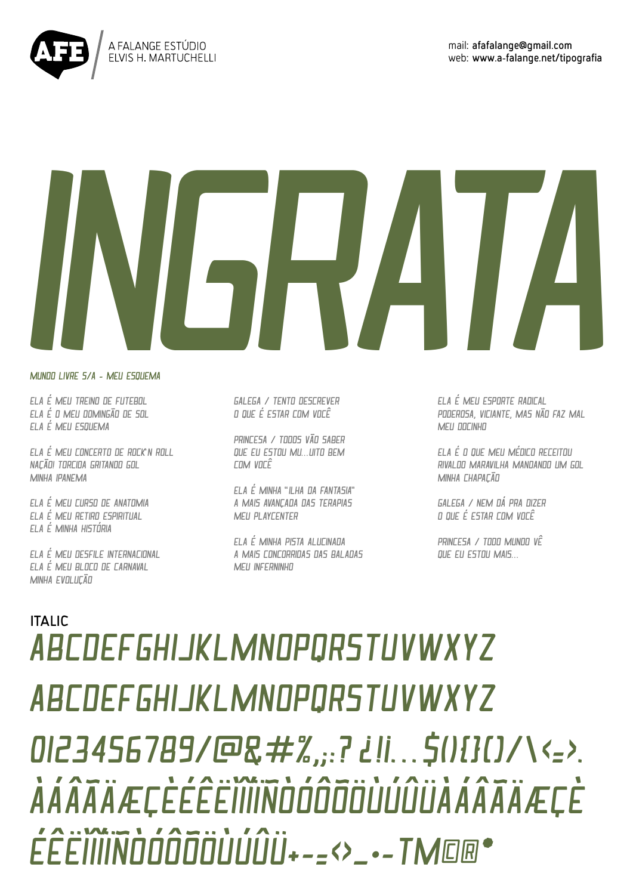A FALANGE ESTÚDIO
ELVIS H. MARTUCHELLI

mail: **afafalange@gmail.com**
web: **www.a-falange.net/tipografia**

# INGRATA

MUNDO LIVRE S/A - MEU ESQUEMA

ELA É MEU TREINO DE FUTEBOL
ELA É O MEU DOMINGÃO DE SOL
ELA É MEU ESQUEMA

ELA É MEU CONCERTO DE ROCK'N ROLL
NAÇÃO! TORCIDA GRITANDO GOL
MINHA IPANEMA

ELA É MEU CURSO DE ANATOMIA
ELA É MEU RETIRO ESPIRITUAL
ELA É MINHA HISTÓRIA

ELA É MEU DESFILE INTERNACIONAL
ELA É MEU BLOCO DE CARNAVAL
MINHA EVOLUÇÃO

GALEGA / TENTO DESCREVER
O QUE É ESTAR COM VOCÊ

PRINCESA / TODOS VÃO SABER
QUE EU ESTOU MU...UITO BEM
COM VOCÊ

ELA É MINHA "ILHA DA FANTASIA"
A MAIS AVANÇADA DAS TERAPIAS
MEU PLAYCENTER

ELA É MINHA PISTA ALUCINADA
A MAIS CONCORRIDAS DAS BALADAS
MEU INFERNINHO

ELA É MEU ESPORTE RADICAL
PODEROSA, VICIANTE, MAS NÃO FAZ MAL
MEU DOCINHO

ELA É O QUE MEU MÉDICO RECEITOU
RIVALDO MARAVILHA MANDANDO UM GOL
MINHA CHAPAÇÃO

GALEGA / NEM DÁ PRA DIZER
O QUE É ESTAR COM VOCÊ

PRINCESA / TODO MUNDO VÊ
QUE EU ESTOU MAIS...

**ITALIC**

ABCDEFGHIJKLMNOPQRSTUVWXYZ
ABCDEFGHIJKLMNOPQRSTUVWXYZ
0123456789/@&#%,;:?¿!¡...$(){}[]/\<=>.
`´^~¨ÀÁÂÃÄÆÇÈÉÊËÌÍÎÏÑÒÓÔÕÖÙÚÛÜÀÁÂÃÄÆÇÈ
ÉÊËÌÍÎÏÑÒÓÔÕÖÙÚÛÜ+--=‹›_•-TM©®•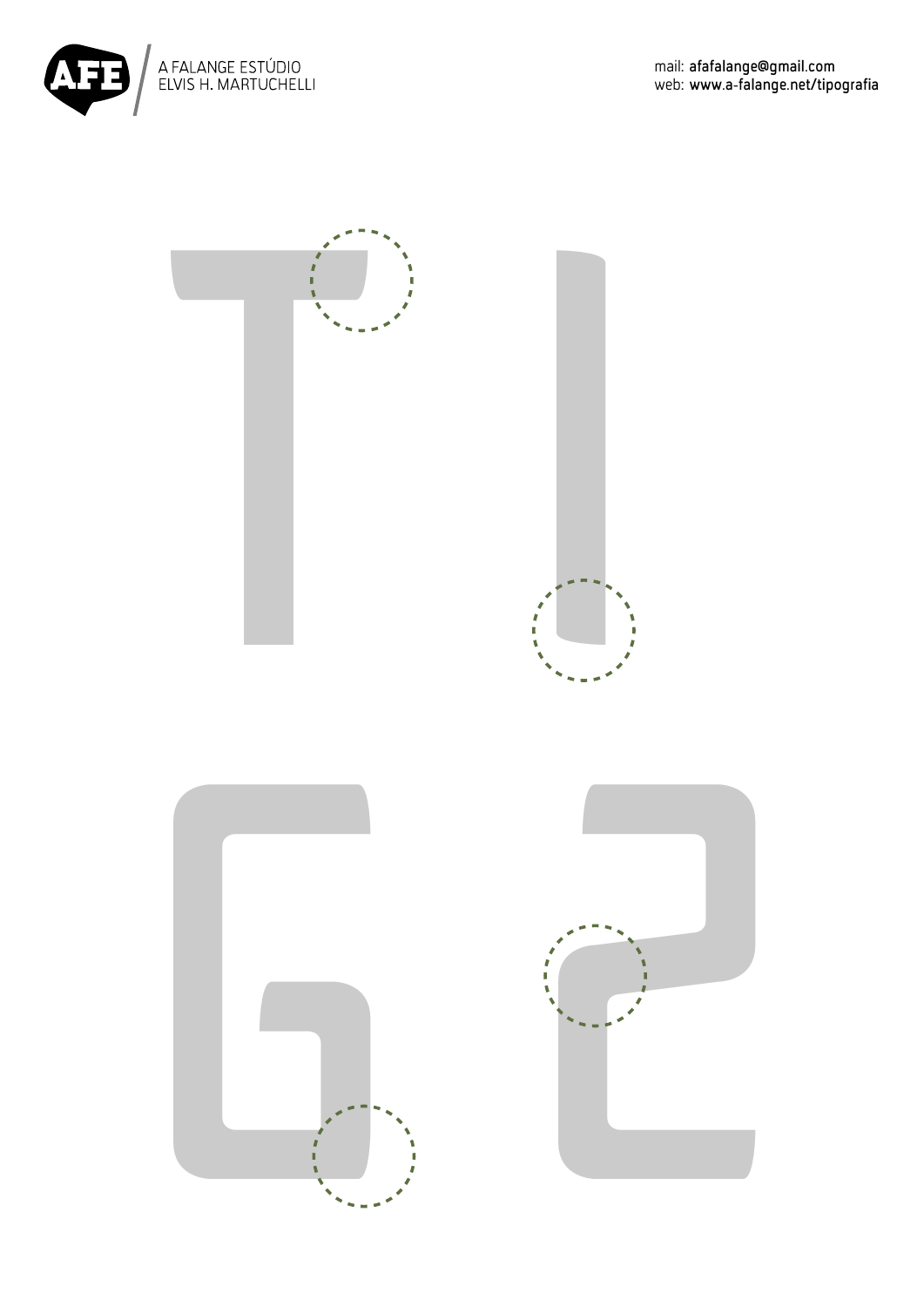T I

G 2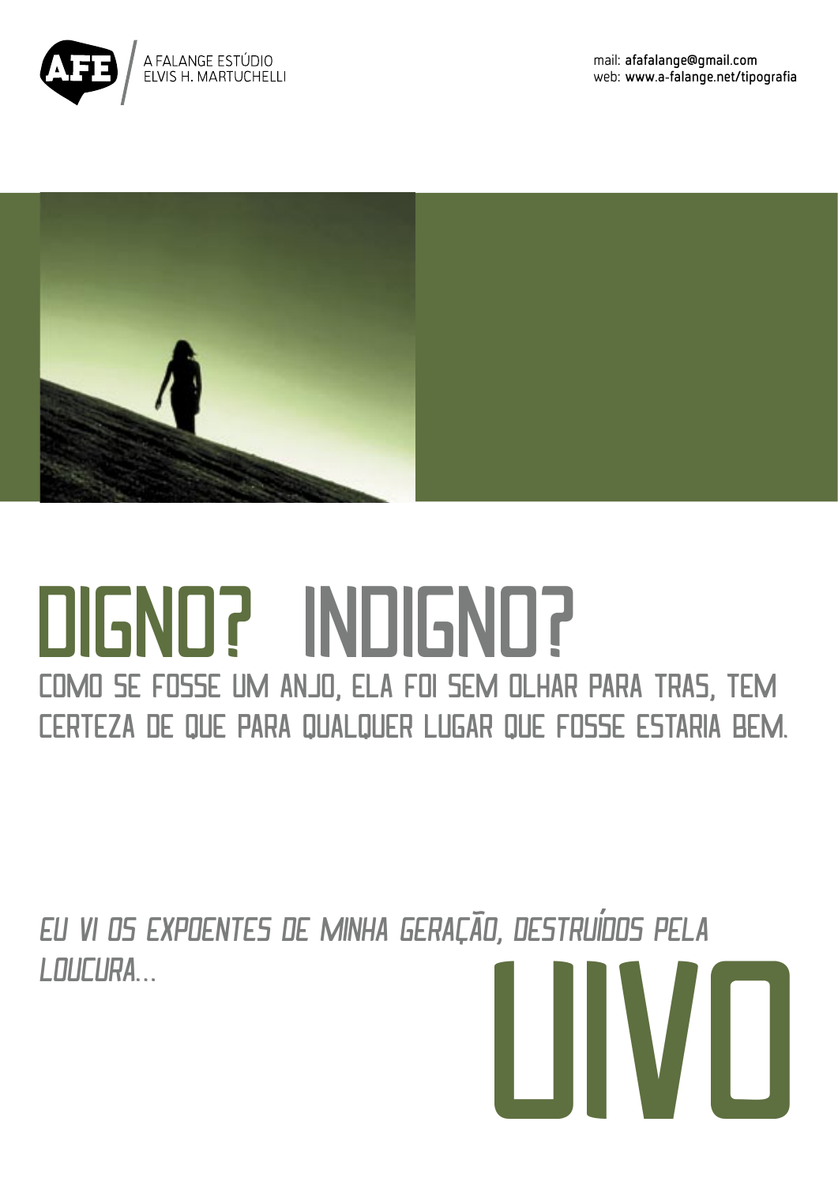A FALANGE ESTÚDIO
ELVIS H. MARTUCHELLI

mail: **afafalange@gmail.com**
web: **www.a-falange.net/tipografia**

# DIGNO? INDIGNO?

COMO SE FOSSE UM ANJO, ELA FOI SEM OLHAR PARA TRAS, TEM CERTEZA DE QUE PARA QUALQUER LUGAR QUE FOSSE ESTARIA BEM.

*EU VI OS EXPOENTES DE MINHA GERAÇÃO, DESTRUÍDOS PELA LOUCURA...*

# UIVO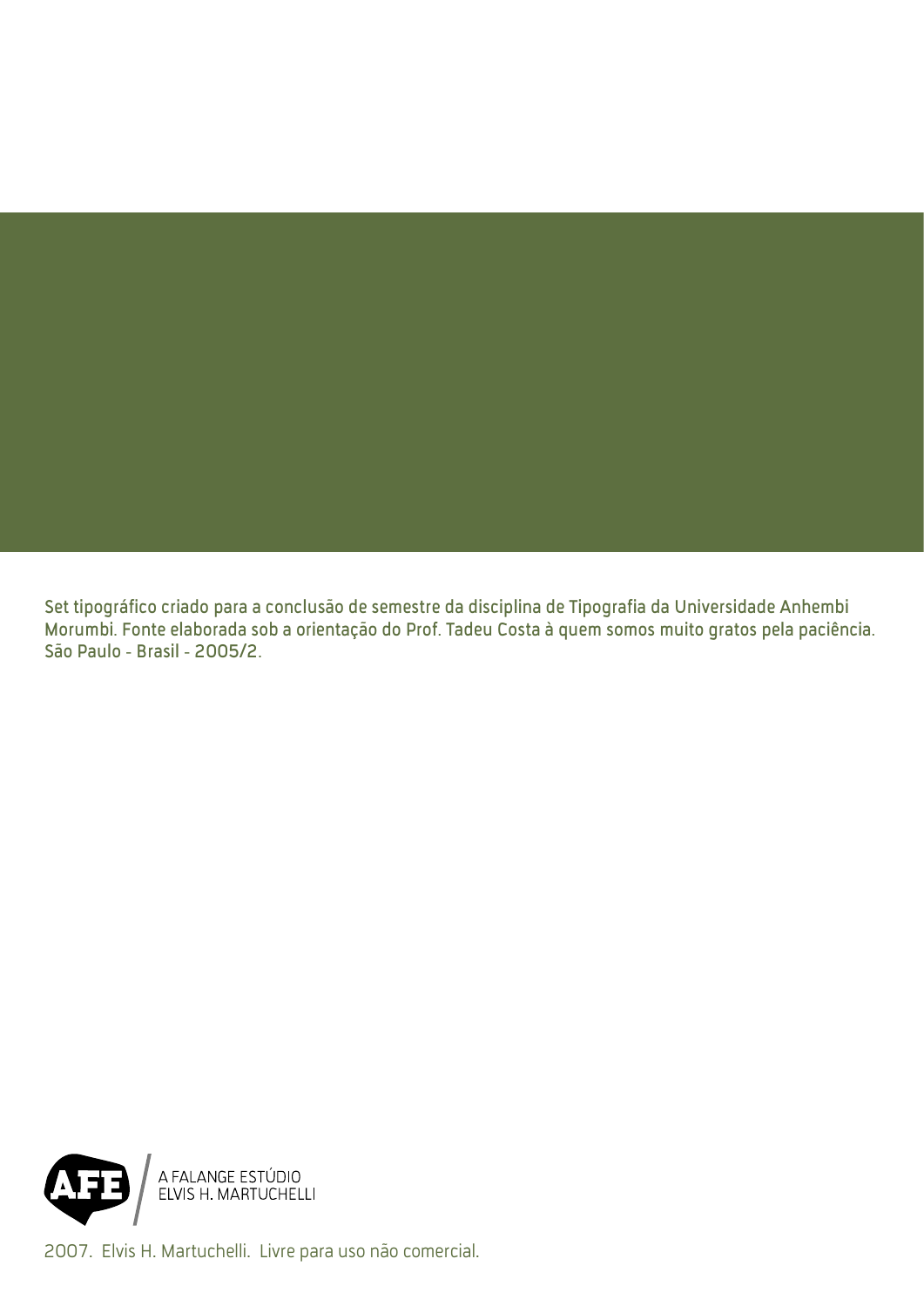Set tipográfico criado para a conclusão de semestre da disciplina de Tipografia da Universidade Anhembi Morumbi. Fonte elaborada sob a orientação do Prof. Tadeu Costa à quem somos muito gratos pela paciência. São Paulo - Brasil - 2005/2.

AFE

A FALANGE ESTÚDIO
ELVIS H. MARTUCHELLI

2007. Elvis H. Martuchelli. Livre para uso não comercial.